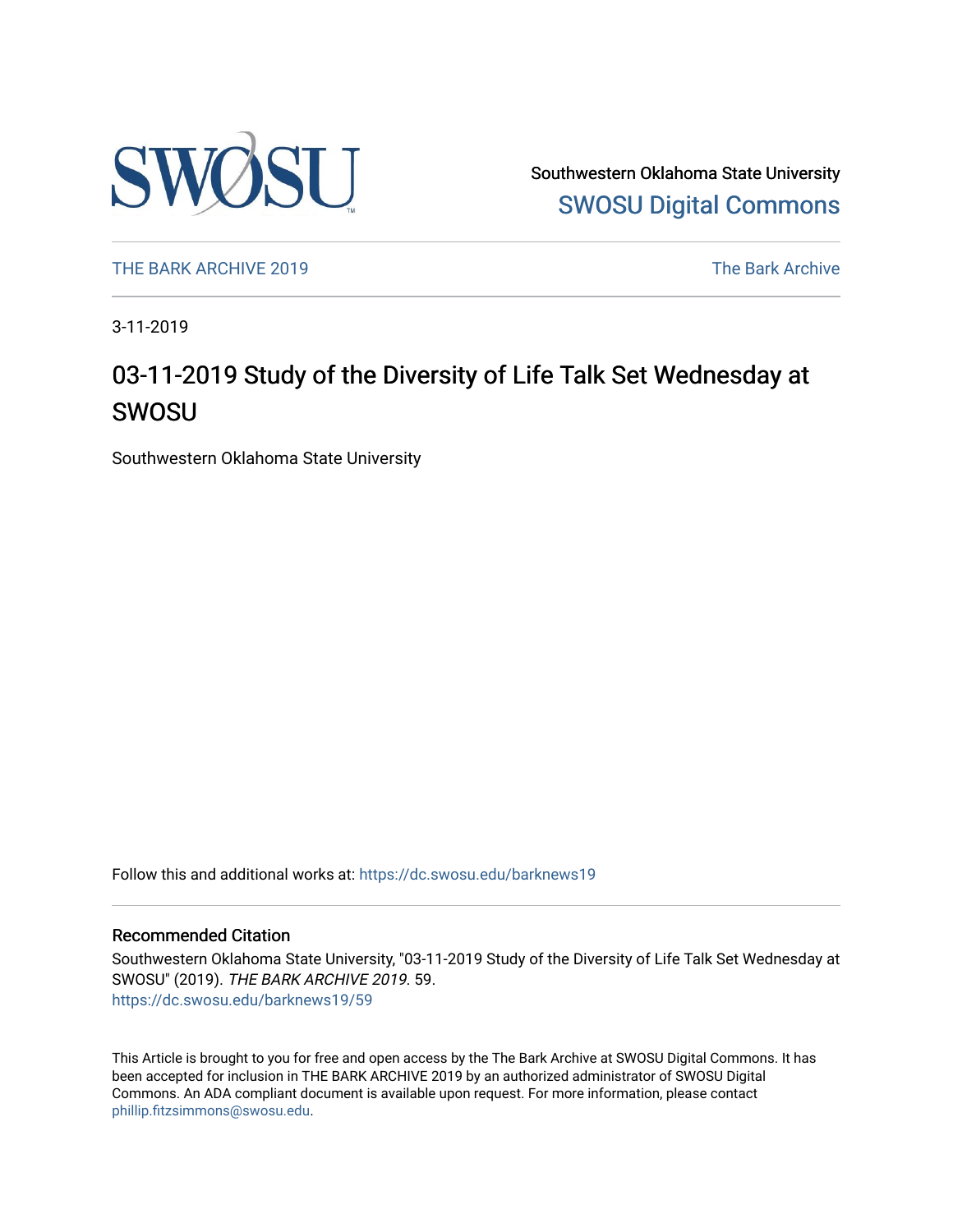Southwestern Oklahoma State University

SWOSU Digital Commons

THE BARK ARCHIVE 2019

The Bark Archive

3-11-2019

# 03-11-2019 Study of the Diversity of Life Talk Set Wednesday at SWOSU

Southwestern Oklahoma State University

Follow this and additional works at: https://dc.swosu.edu/barknews19

## Recommended Citation

Southwestern Oklahoma State University, "03-11-2019 Study of the Diversity of Life Talk Set Wednesday at SWOSU" (2019). *THE BARK ARCHIVE 2019*. 59.
https://dc.swosu.edu/barknews19/59

This Article is brought to you for free and open access by the The Bark Archive at SWOSU Digital Commons. It has been accepted for inclusion in THE BARK ARCHIVE 2019 by an authorized administrator of SWOSU Digital Commons. An ADA compliant document is available upon request. For more information, please contact phillip.fitzsimmons@swosu.edu.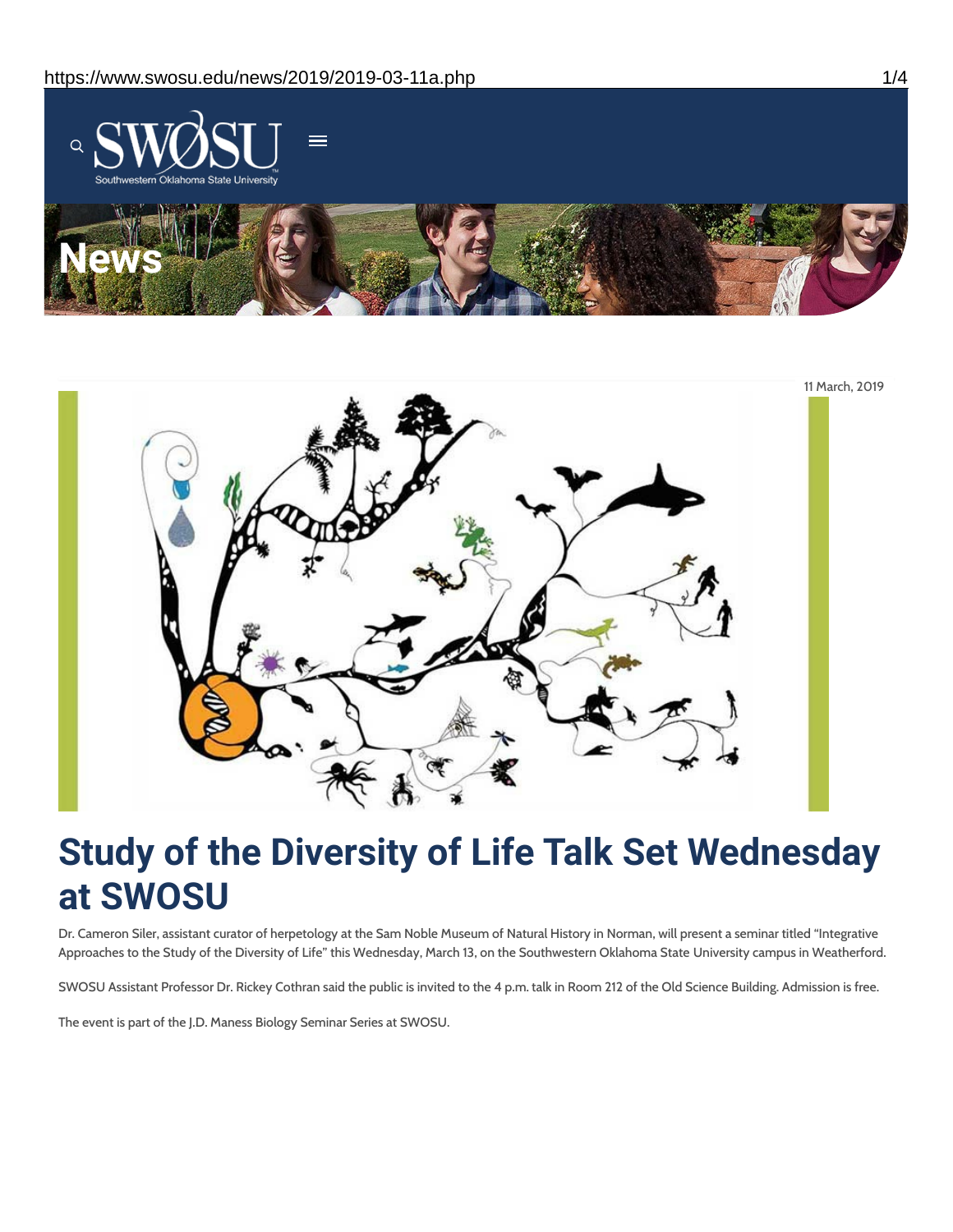# News

11 March, 2019

# Study of the Diversity of Life Talk Set Wednesday at SWOSU

Dr. Cameron Siler, assistant curator of herpetology at the Sam Noble Museum of Natural History in Norman, will present a seminar titled "Integrative Approaches to the Study of the Diversity of Life" this Wednesday, March 13, on the Southwestern Oklahoma State University campus in Weatherford.

SWOSU Assistant Professor Dr. Rickey Cothran said the public is invited to the 4 p.m. talk in Room 212 of the Old Science Building. Admission is free.

The event is part of the J.D. Maness Biology Seminar Series at SWOSU.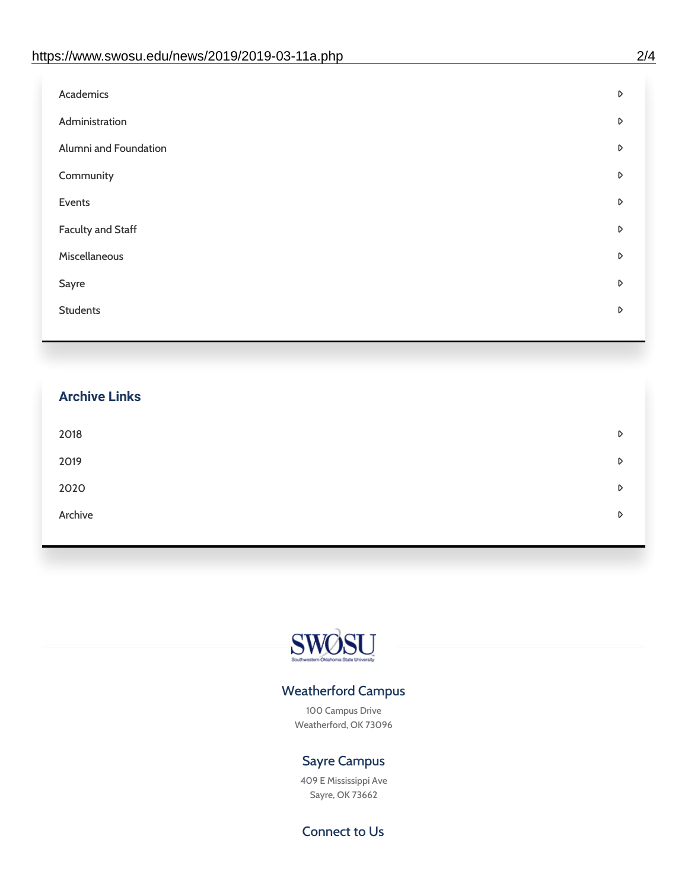- Academics
- Administration
- Alumni and Foundation
- Community
- Events
- Faculty and Staff
- Miscellaneous
- Sayre
- Students

## Archive Links

- 2018
- 2019
- 2020
- Archive

SWOSU
Southwestern Oklahoma State University

### Weatherford Campus

100 Campus Drive
Weatherford, OK 73096

### Sayre Campus

409 E Mississippi Ave
Sayre, OK 73662

### Connect to Us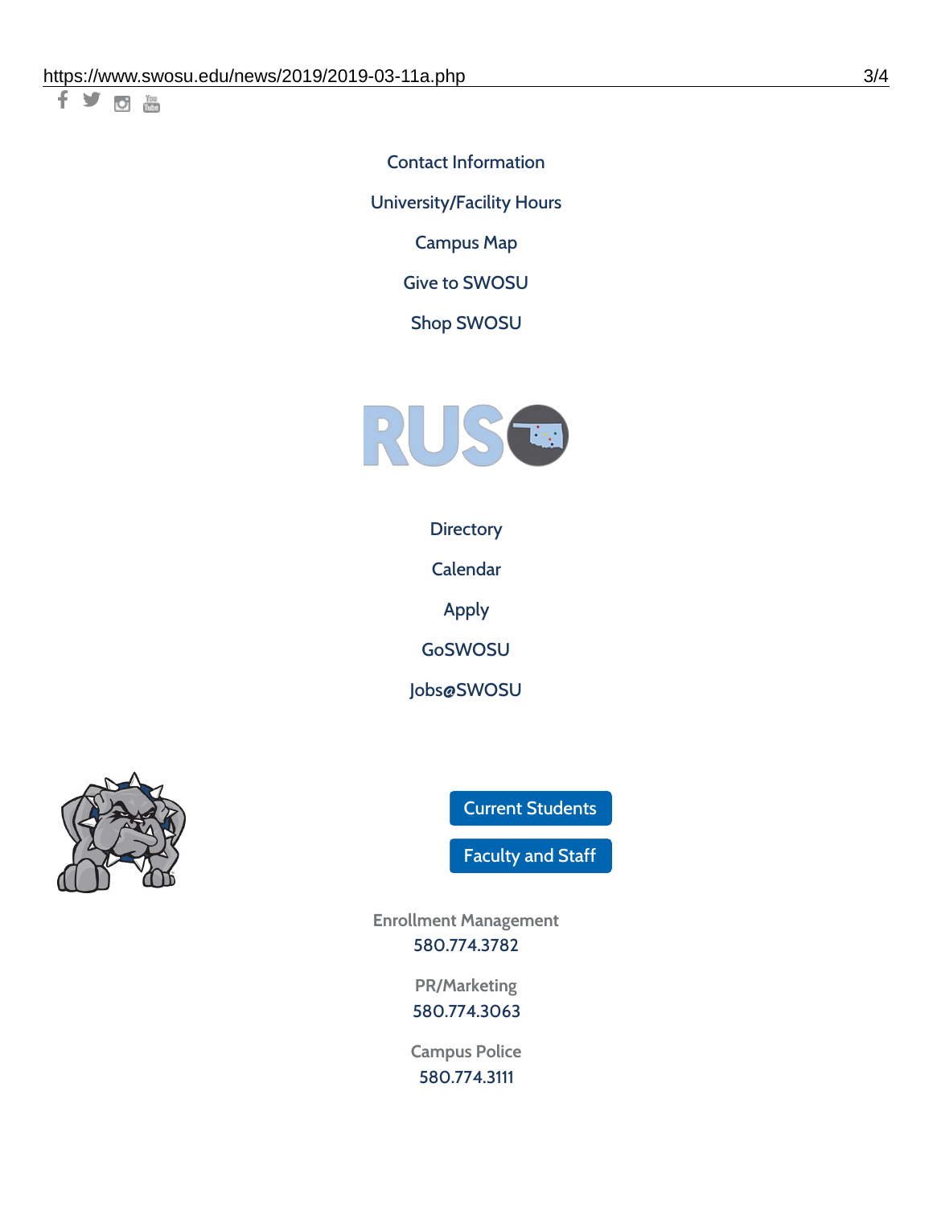Contact Information

University/Facility Hours

Campus Map

Give to SWOSU

Shop SWOSU

RUSO

Directory

Calendar

Apply

GoSWOSU

Jobs@SWOSU

Current Students

Faculty and Staff

Enrollment Management
580.774.3782

PR/Marketing
580.774.3063

Campus Police
580.774.3111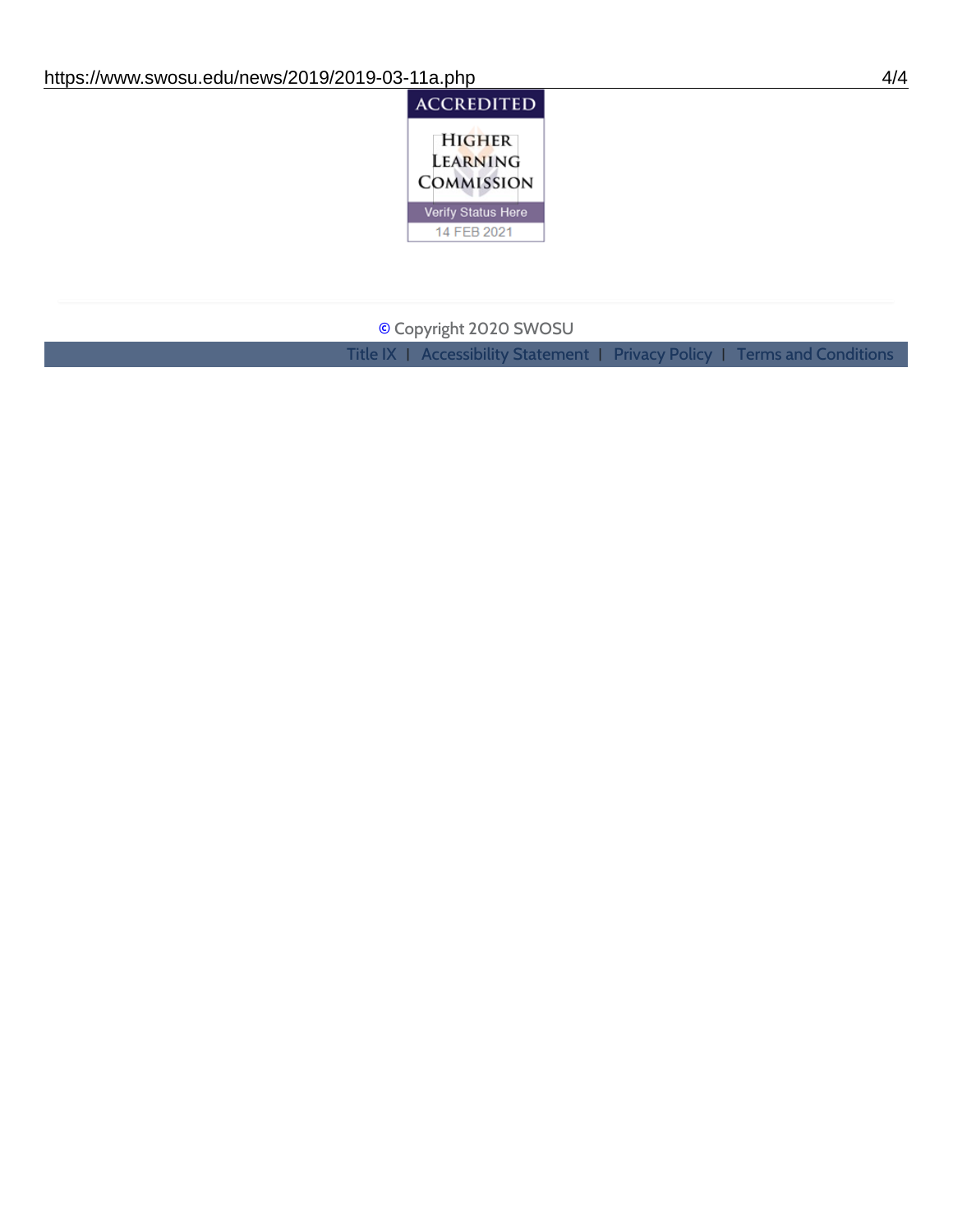ACCREDITED

HIGHER LEARNING COMMISSION

Verify Status Here

14 FEB 2021

© Copyright 2020 SWOSU

Title IX | Accessibility Statement | Privacy Policy | Terms and Conditions